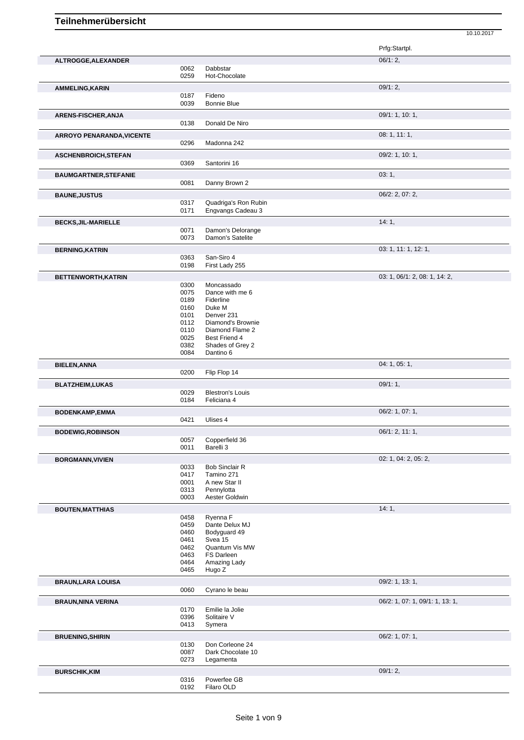# Teilnehmerübersicht

10.10.2017

| Name | Nr. | Pferd | Prfg:Startpl. |
|---|---|---|---|
| **ALTROGGE,ALEXANDER** | | | 06/1: 2, |
| | 0062 | Dabbstar | |
| | 0259 | Hot-Chocolate | |
| **AMMELING,KARIN** | | | 09/1: 2, |
| | 0187 | Fideno | |
| | 0039 | Bonnie Blue | |
| **ARENS-FISCHER,ANJA** | | | 09/1: 1, 10: 1, |
| | 0138 | Donald De Niro | |
| **ARROYO PENARANDA,VICENTE** | | | 08: 1, 11: 1, |
| | 0296 | Madonna 242 | |
| **ASCHENBROICH,STEFAN** | | | 09/2: 1, 10: 1, |
| | 0369 | Santorini 16 | |
| **BAUMGARTNER,STEFANIE** | | | 03: 1, |
| | 0081 | Danny Brown 2 | |
| **BAUNE,JUSTUS** | | | 06/2: 2, 07: 2, |
| | 0317 | Quadriga's Ron Rubin | |
| | 0171 | Engvangs Cadeau 3 | |
| **BECKS,JIL-MARIELLE** | | | 14: 1, |
| | 0071 | Damon's Delorange | |
| | 0073 | Damon's Satelite | |
| **BERNING,KATRIN** | | | 03: 1, 11: 1, 12: 1, |
| | 0363 | San-Siro 4 | |
| | 0198 | First Lady 255 | |
| **BETTENWORTH,KATRIN** | | | 03: 1, 06/1: 2, 08: 1, 14: 2, |
| | 0300 | Moncassado | |
| | 0075 | Dance with me 6 | |
| | 0189 | Fiderline | |
| | 0160 | Duke M | |
| | 0101 | Denver 231 | |
| | 0112 | Diamond's Brownie | |
| | 0110 | Diamond Flame 2 | |
| | 0025 | Best Friend 4 | |
| | 0382 | Shades of Grey 2 | |
| | 0084 | Dantino 6 | |
| **BIELEN,ANNA** | | | 04: 1, 05: 1, |
| | 0200 | Flip Flop 14 | |
| **BLATZHEIM,LUKAS** | | | 09/1: 1, |
| | 0029 | Blestron's Louis | |
| | 0184 | Feliciana 4 | |
| **BODENKAMP,EMMA** | | | 06/2: 1, 07: 1, |
| | 0421 | Ulises 4 | |
| **BODEWIG,ROBINSON** | | | 06/1: 2, 11: 1, |
| | 0057 | Copperfield 36 | |
| | 0011 | Barelli 3 | |
| **BORGMANN,VIVIEN** | | | 02: 1, 04: 2, 05: 2, |
| | 0033 | Bob Sinclair R | |
| | 0417 | Tamino 271 | |
| | 0001 | A new Star II | |
| | 0313 | Pennylotta | |
| | 0003 | Aester Goldwin | |
| **BOUTEN,MATTHIAS** | | | 14: 1, |
| | 0458 | Ryenna F | |
| | 0459 | Dante Delux MJ | |
| | 0460 | Bodyguard 49 | |
| | 0461 | Svea 15 | |
| | 0462 | Quantum Vis MW | |
| | 0463 | FS Darleen | |
| | 0464 | Amazing Lady | |
| | 0465 | Hugo Z | |
| **BRAUN,LARA LOUISA** | | | 09/2: 1, 13: 1, |
| | 0060 | Cyrano le beau | |
| **BRAUN,NINA VERINA** | | | 06/2: 1, 07: 1, 09/1: 1, 13: 1, |
| | 0170 | Emilie la Jolie | |
| | 0396 | Solitaire V | |
| | 0413 | Symera | |
| **BRUENING,SHIRIN** | | | 06/2: 1, 07: 1, |
| | 0130 | Don Corleone 24 | |
| | 0087 | Dark Chocolate 10 | |
| | 0273 | Legamenta | |
| **BURSCHIK,KIM** | | | 09/1: 2, |
| | 0316 | Powerfee GB | |
| | 0192 | Filaro OLD | |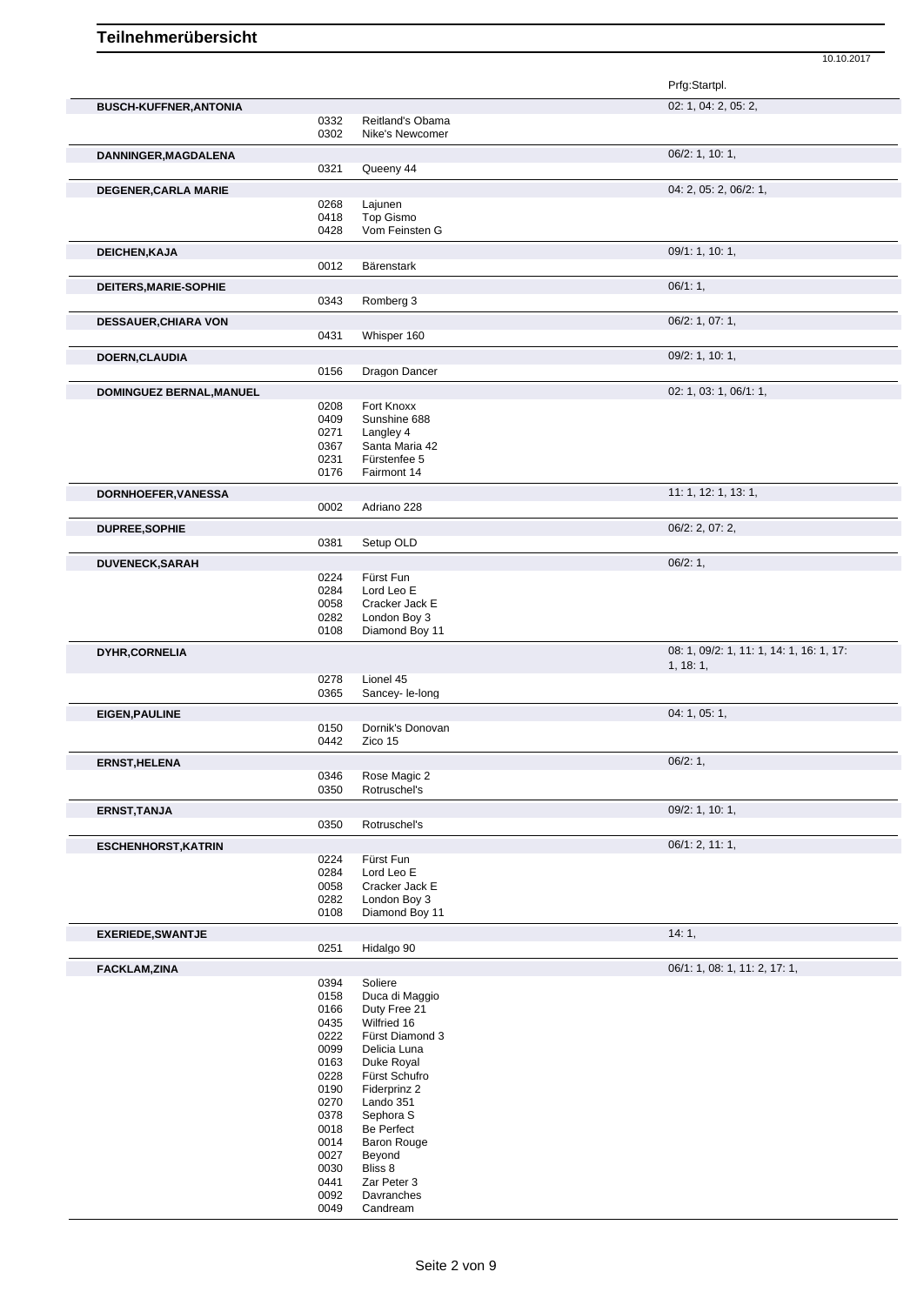# Teilnehmerübersicht

10.10.2017

| Name | Nr. | Pferd | Prfg:Startpl. |
|---|---|---|---|
| **BUSCH-KUFFNER,ANTONIA** | | | 02: 1, 04: 2, 05: 2, |
| | 0332 | Reitland's Obama | |
| | 0302 | Nike's Newcomer | |
| **DANNINGER,MAGDALENA** | | | 06/2: 1, 10: 1, |
| | 0321 | Queeny 44 | |
| **DEGENER,CARLA MARIE** | | | 04: 2, 05: 2, 06/2: 1, |
| | 0268 | Lajunen | |
| | 0418 | Top Gismo | |
| | 0428 | Vom Feinsten G | |
| **DEICHEN,KAJA** | | | 09/1: 1, 10: 1, |
| | 0012 | Bärenstark | |
| **DEITERS,MARIE-SOPHIE** | | | 06/1: 1, |
| | 0343 | Romberg 3 | |
| **DESSAUER,CHIARA VON** | | | 06/2: 1, 07: 1, |
| | 0431 | Whisper 160 | |
| **DOERN,CLAUDIA** | | | 09/2: 1, 10: 1, |
| | 0156 | Dragon Dancer | |
| **DOMINGUEZ BERNAL,MANUEL** | | | 02: 1, 03: 1, 06/1: 1, |
| | 0208 | Fort Knoxx | |
| | 0409 | Sunshine 688 | |
| | 0271 | Langley 4 | |
| | 0367 | Santa Maria 42 | |
| | 0231 | Fürstenfee 5 | |
| | 0176 | Fairmont 14 | |
| **DORNHOEFER,VANESSA** | | | 11: 1, 12: 1, 13: 1, |
| | 0002 | Adriano 228 | |
| **DUPREE,SOPHIE** | | | 06/2: 2, 07: 2, |
| | 0381 | Setup OLD | |
| **DUVENECK,SARAH** | | | 06/2: 1, |
| | 0224 | Fürst Fun | |
| | 0284 | Lord Leo E | |
| | 0058 | Cracker Jack E | |
| | 0282 | London Boy 3 | |
| | 0108 | Diamond Boy 11 | |
| **DYHR,CORNELIA** | | | 08: 1, 09/2: 1, 11: 1, 14: 1, 16: 1, 17: 1, 18: 1, |
| | 0278 | Lionel 45 | |
| | 0365 | Sancey- le-long | |
| **EIGEN,PAULINE** | | | 04: 1, 05: 1, |
| | 0150 | Dornik's Donovan | |
| | 0442 | Zico 15 | |
| **ERNST,HELENA** | | | 06/2: 1, |
| | 0346 | Rose Magic 2 | |
| | 0350 | Rotruschel's | |
| **ERNST,TANJA** | | | 09/2: 1, 10: 1, |
| | 0350 | Rotruschel's | |
| **ESCHENHORST,KATRIN** | | | 06/1: 2, 11: 1, |
| | 0224 | Fürst Fun | |
| | 0284 | Lord Leo E | |
| | 0058 | Cracker Jack E | |
| | 0282 | London Boy 3 | |
| | 0108 | Diamond Boy 11 | |
| **EXERIEDE,SWANTJE** | | | 14: 1, |
| | 0251 | Hidalgo 90 | |
| **FACKLAM,ZINA** | | | 06/1: 1, 08: 1, 11: 2, 17: 1, |
| | 0394 | Soliere | |
| | 0158 | Duca di Maggio | |
| | 0166 | Duty Free 21 | |
| | 0435 | Wilfried 16 | |
| | 0222 | Fürst Diamond 3 | |
| | 0099 | Delicia Luna | |
| | 0163 | Duke Royal | |
| | 0228 | Fürst Schufro | |
| | 0190 | Fiderprinz 2 | |
| | 0270 | Lando 351 | |
| | 0378 | Sephora S | |
| | 0018 | Be Perfect | |
| | 0014 | Baron Rouge | |
| | 0027 | Beyond | |
| | 0030 | Bliss 8 | |
| | 0441 | Zar Peter 3 | |
| | 0092 | Davranches | |
| | 0049 | Candream | |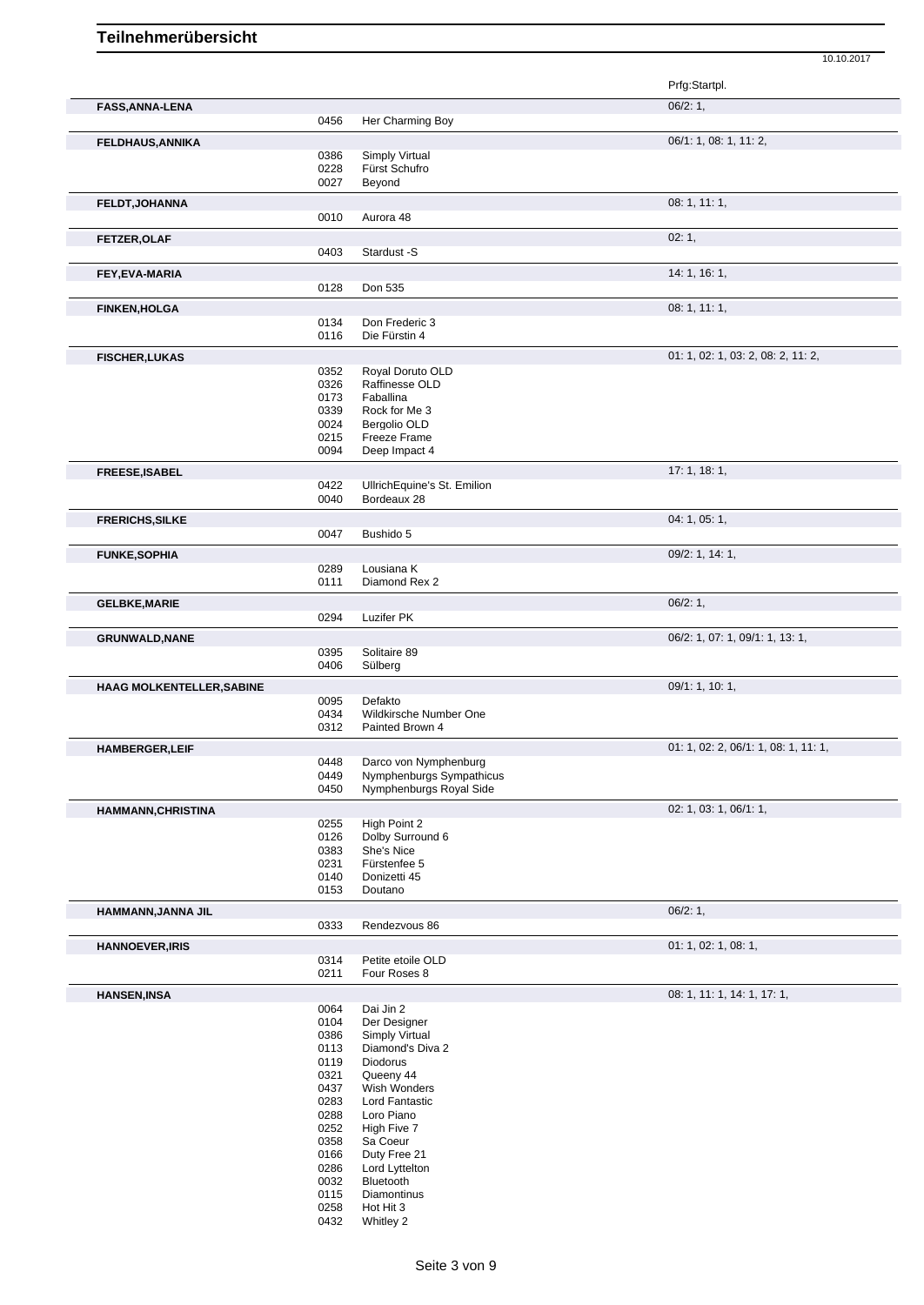# Teilnehmerübersicht

10.10.2017

| Teilnehmer | Nr. | Pferd | Prfg:Startpl. |
|---|---|---|---|
| **FASS,ANNA-LENA** | | | 06/2: 1, |
| | 0456 | Her Charming Boy | |
| **FELDHAUS,ANNIKA** | | | 06/1: 1, 08: 1, 11: 2, |
| | 0386 | Simply Virtual | |
| | 0228 | Fürst Schufro | |
| | 0027 | Beyond | |
| **FELDT,JOHANNA** | | | 08: 1, 11: 1, |
| | 0010 | Aurora 48 | |
| **FETZER,OLAF** | | | 02: 1, |
| | 0403 | Stardust -S | |
| **FEY,EVA-MARIA** | | | 14: 1, 16: 1, |
| | 0128 | Don 535 | |
| **FINKEN,HOLGA** | | | 08: 1, 11: 1, |
| | 0134 | Don Frederic 3 | |
| | 0116 | Die Fürstin 4 | |
| **FISCHER,LUKAS** | | | 01: 1, 02: 1, 03: 2, 08: 2, 11: 2, |
| | 0352 | Royal Doruto OLD | |
| | 0326 | Raffinesse OLD | |
| | 0173 | Faballina | |
| | 0339 | Rock for Me 3 | |
| | 0024 | Bergolio OLD | |
| | 0215 | Freeze Frame | |
| | 0094 | Deep Impact 4 | |
| **FREESE,ISABEL** | | | 17: 1, 18: 1, |
| | 0422 | UllrichEquine's St. Emilion | |
| | 0040 | Bordeaux 28 | |
| **FRERICHS,SILKE** | | | 04: 1, 05: 1, |
| | 0047 | Bushido 5 | |
| **FUNKE,SOPHIA** | | | 09/2: 1, 14: 1, |
| | 0289 | Lousiana K | |
| | 0111 | Diamond Rex 2 | |
| **GELBKE,MARIE** | | | 06/2: 1, |
| | 0294 | Luzifer PK | |
| **GRUNWALD,NANE** | | | 06/2: 1, 07: 1, 09/1: 1, 13: 1, |
| | 0395 | Solitaire 89 | |
| | 0406 | Sülberg | |
| **HAAG MOLKENTELLER,SABINE** | | | 09/1: 1, 10: 1, |
| | 0095 | Defakto | |
| | 0434 | Wildkirsche Number One | |
| | 0312 | Painted Brown 4 | |
| **HAMBERGER,LEIF** | | | 01: 1, 02: 2, 06/1: 1, 08: 1, 11: 1, |
| | 0448 | Darco von Nymphenburg | |
| | 0449 | Nymphenburgs Sympathicus | |
| | 0450 | Nymphenburgs Royal Side | |
| **HAMMANN,CHRISTINA** | | | 02: 1, 03: 1, 06/1: 1, |
| | 0255 | High Point 2 | |
| | 0126 | Dolby Surround 6 | |
| | 0383 | She's Nice | |
| | 0231 | Fürstenfee 5 | |
| | 0140 | Donizetti 45 | |
| | 0153 | Doutano | |
| **HAMMANN,JANNA JIL** | | | 06/2: 1, |
| | 0333 | Rendezvous 86 | |
| **HANNOEVER,IRIS** | | | 01: 1, 02: 1, 08: 1, |
| | 0314 | Petite etoile OLD | |
| | 0211 | Four Roses 8 | |
| **HANSEN,INSA** | | | 08: 1, 11: 1, 14: 1, 17: 1, |
| | 0064 | Dai Jin 2 | |
| | 0104 | Der Designer | |
| | 0386 | Simply Virtual | |
| | 0113 | Diamond's Diva 2 | |
| | 0119 | Diodorus | |
| | 0321 | Queeny 44 | |
| | 0437 | Wish Wonders | |
| | 0283 | Lord Fantastic | |
| | 0288 | Loro Piano | |
| | 0252 | High Five 7 | |
| | 0358 | Sa Coeur | |
| | 0166 | Duty Free 21 | |
| | 0286 | Lord Lyttelton | |
| | 0032 | Bluetooth | |
| | 0115 | Diamontinus | |
| | 0258 | Hot Hit 3 | |
| | 0432 | Whitley 2 | |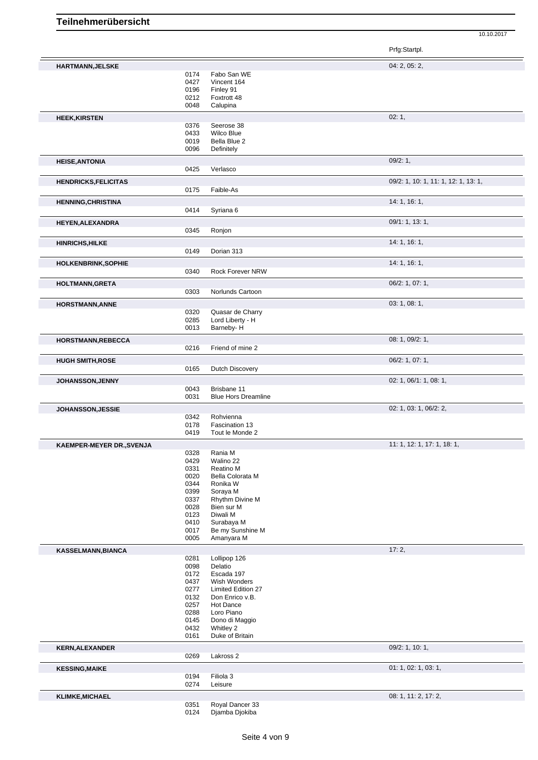# Teilnehmerübersicht

10.10.2017

| Name | Nr. | Pferd | Prfg:Startpl. |
|---|---|---|---|
| **HARTMANN,JELSKE** | | | 04: 2, 05: 2, |
| | 0174 | Fabo San WE | |
| | 0427 | Vincent 164 | |
| | 0196 | Finley 91 | |
| | 0212 | Foxtrott 48 | |
| | 0048 | Calupina | |
| **HEEK,KIRSTEN** | | | 02: 1, |
| | 0376 | Seerose 38 | |
| | 0433 | Wilco Blue | |
| | 0019 | Bella Blue 2 | |
| | 0096 | Definitely | |
| **HEISE,ANTONIA** | | | 09/2: 1, |
| | 0425 | Verlasco | |
| **HENDRICKS,FELICITAS** | | | 09/2: 1, 10: 1, 11: 1, 12: 1, 13: 1, |
| | 0175 | Faible-As | |
| **HENNING,CHRISTINA** | | | 14: 1, 16: 1, |
| | 0414 | Syriana 6 | |
| **HEYEN,ALEXANDRA** | | | 09/1: 1, 13: 1, |
| | 0345 | Ronjon | |
| **HINRICHS,HILKE** | | | 14: 1, 16: 1, |
| | 0149 | Dorian 313 | |
| **HOLKENBRINK,SOPHIE** | | | 14: 1, 16: 1, |
| | 0340 | Rock Forever NRW | |
| **HOLTMANN,GRETA** | | | 06/2: 1, 07: 1, |
| | 0303 | Norlunds Cartoon | |
| **HORSTMANN,ANNE** | | | 03: 1, 08: 1, |
| | 0320 | Quasar de Charry | |
| | 0285 | Lord Liberty - H | |
| | 0013 | Barneby- H | |
| **HORSTMANN,REBECCA** | | | 08: 1, 09/2: 1, |
| | 0216 | Friend of mine 2 | |
| **HUGH SMITH,ROSE** | | | 06/2: 1, 07: 1, |
| | 0165 | Dutch Discovery | |
| **JOHANSSON,JENNY** | | | 02: 1, 06/1: 1, 08: 1, |
| | 0043 | Brisbane 11 | |
| | 0031 | Blue Hors Dreamline | |
| **JOHANSSON,JESSIE** | | | 02: 1, 03: 1, 06/2: 2, |
| | 0342 | Rohvienna | |
| | 0178 | Fascination 13 | |
| | 0419 | Tout le Monde 2 | |
| **KAEMPER-MEYER DR.,SVENJA** | | | 11: 1, 12: 1, 17: 1, 18: 1, |
| | 0328 | Rania M | |
| | 0429 | Walino 22 | |
| | 0331 | Reatino M | |
| | 0020 | Bella Colorata M | |
| | 0344 | Ronika W | |
| | 0399 | Soraya M | |
| | 0337 | Rhythm Divine M | |
| | 0028 | Bien sur M | |
| | 0123 | Diwali M | |
| | 0410 | Surabaya M | |
| | 0017 | Be my Sunshine M | |
| | 0005 | Amanyara M | |
| **KASSELMANN,BIANCA** | | | 17: 2, |
| | 0281 | Lollipop 126 | |
| | 0098 | Delatio | |
| | 0172 | Escada 197 | |
| | 0437 | Wish Wonders | |
| | 0277 | Limited Edition 27 | |
| | 0132 | Don Enrico v.B. | |
| | 0257 | Hot Dance | |
| | 0288 | Loro Piano | |
| | 0145 | Dono di Maggio | |
| | 0432 | Whitley 2 | |
| | 0161 | Duke of Britain | |
| **KERN,ALEXANDER** | | | 09/2: 1, 10: 1, |
| | 0269 | Lakross 2 | |
| **KESSING,MAIKE** | | | 01: 1, 02: 1, 03: 1, |
| | 0194 | Filiola 3 | |
| | 0274 | Leisure | |
| **KLIMKE,MICHAEL** | | | 08: 1, 11: 2, 17: 2, |
| | 0351 | Royal Dancer 33 | |
| | 0124 | Djamba Djokiba | |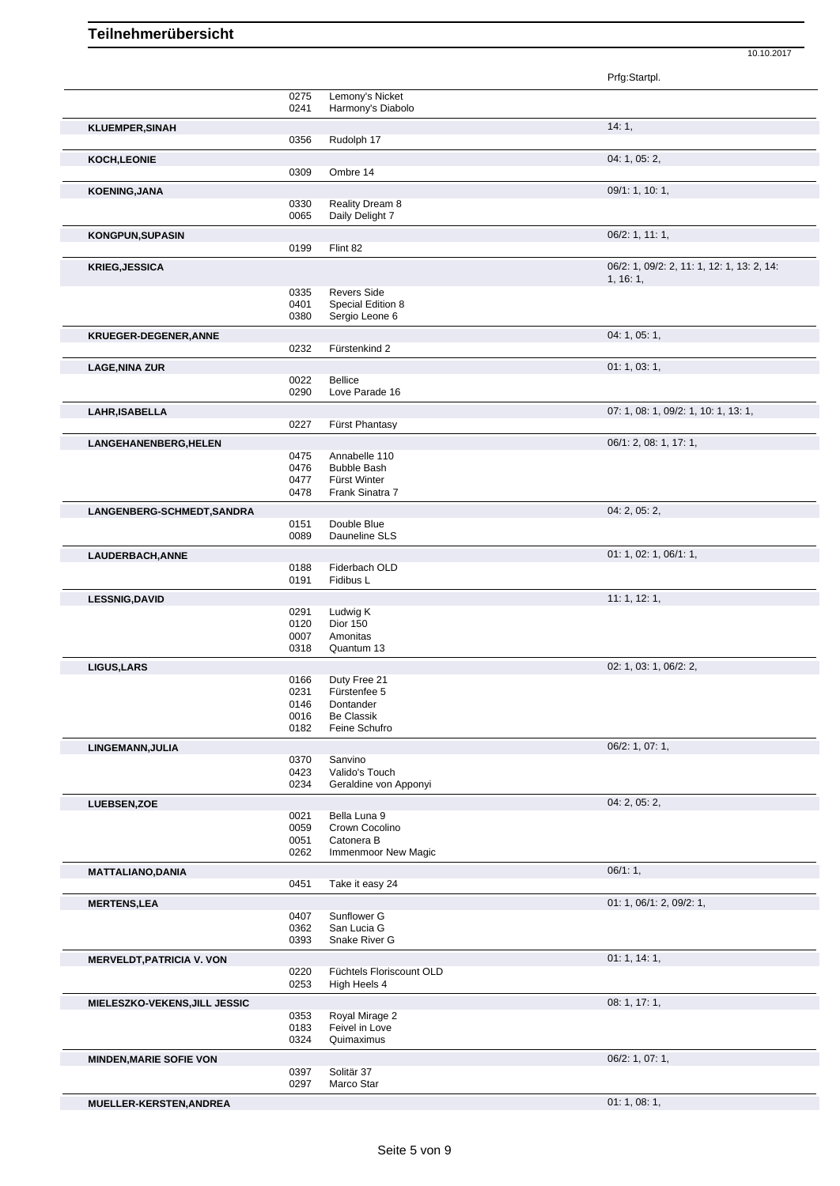# Teilnehmerübersicht

10.10.2017

| Name | Nr. | Pferd | Prfg:Startpl. |
|---|---|---|---|
| | 0275 | Lemony's Nicket | |
| | 0241 | Harmony's Diabolo | |
| **KLUEMPER,SINAH** | | | 14: 1, |
| | 0356 | Rudolph 17 | |
| **KOCH,LEONIE** | | | 04: 1, 05: 2, |
| | 0309 | Ombre 14 | |
| **KOENING,JANA** | | | 09/1: 1, 10: 1, |
| | 0330 | Reality Dream 8 | |
| | 0065 | Daily Delight 7 | |
| **KONGPUN,SUPASIN** | | | 06/2: 1, 11: 1, |
| | 0199 | Flint 82 | |
| **KRIEG,JESSICA** | | | 06/2: 1, 09/2: 2, 11: 1, 12: 1, 13: 2, 14: 1, 16: 1, |
| | 0335 | Revers Side | |
| | 0401 | Special Edition 8 | |
| | 0380 | Sergio Leone 6 | |
| **KRUEGER-DEGENER,ANNE** | | | 04: 1, 05: 1, |
| | 0232 | Fürstenkind 2 | |
| **LAGE,NINA ZUR** | | | 01: 1, 03: 1, |
| | 0022 | Bellice | |
| | 0290 | Love Parade 16 | |
| **LAHR,ISABELLA** | | | 07: 1, 08: 1, 09/2: 1, 10: 1, 13: 1, |
| | 0227 | Fürst Phantasy | |
| **LANGEHANENBERG,HELEN** | | | 06/1: 2, 08: 1, 17: 1, |
| | 0475 | Annabelle 110 | |
| | 0476 | Bubble Bash | |
| | 0477 | Fürst Winter | |
| | 0478 | Frank Sinatra 7 | |
| **LANGENBERG-SCHMEDT,SANDRA** | | | 04: 2, 05: 2, |
| | 0151 | Double Blue | |
| | 0089 | Dauneline SLS | |
| **LAUDERBACH,ANNE** | | | 01: 1, 02: 1, 06/1: 1, |
| | 0188 | Fiderbach OLD | |
| | 0191 | Fidibus L | |
| **LESSNIG,DAVID** | | | 11: 1, 12: 1, |
| | 0291 | Ludwig K | |
| | 0120 | Dior 150 | |
| | 0007 | Amonitas | |
| | 0318 | Quantum 13 | |
| **LIGUS,LARS** | | | 02: 1, 03: 1, 06/2: 2, |
| | 0166 | Duty Free 21 | |
| | 0231 | Fürstenfee 5 | |
| | 0146 | Dontander | |
| | 0016 | Be Classik | |
| | 0182 | Feine Schufro | |
| **LINGEMANN,JULIA** | | | 06/2: 1, 07: 1, |
| | 0370 | Sanvino | |
| | 0423 | Valido's Touch | |
| | 0234 | Geraldine von Apponyi | |
| **LUEBSEN,ZOE** | | | 04: 2, 05: 2, |
| | 0021 | Bella Luna 9 | |
| | 0059 | Crown Cocolino | |
| | 0051 | Catonera B | |
| | 0262 | Immenmoor New Magic | |
| **MATTALIANO,DANIA** | | | 06/1: 1, |
| | 0451 | Take it easy 24 | |
| **MERTENS,LEA** | | | 01: 1, 06/1: 2, 09/2: 1, |
| | 0407 | Sunflower G | |
| | 0362 | San Lucia G | |
| | 0393 | Snake River G | |
| **MERVELDT,PATRICIA V. VON** | | | 01: 1, 14: 1, |
| | 0220 | Füchtels Floriscount OLD | |
| | 0253 | High Heels 4 | |
| **MIELESZKO-VEKENS,JILL JESSIC** | | | 08: 1, 17: 1, |
| | 0353 | Royal Mirage 2 | |
| | 0183 | Feivel in Love | |
| | 0324 | Quimaximus | |
| **MINDEN,MARIE SOFIE VON** | | | 06/2: 1, 07: 1, |
| | 0397 | Solitär 37 | |
| | 0297 | Marco Star | |
| **MUELLER-KERSTEN,ANDREA** | | | 01: 1, 08: 1, |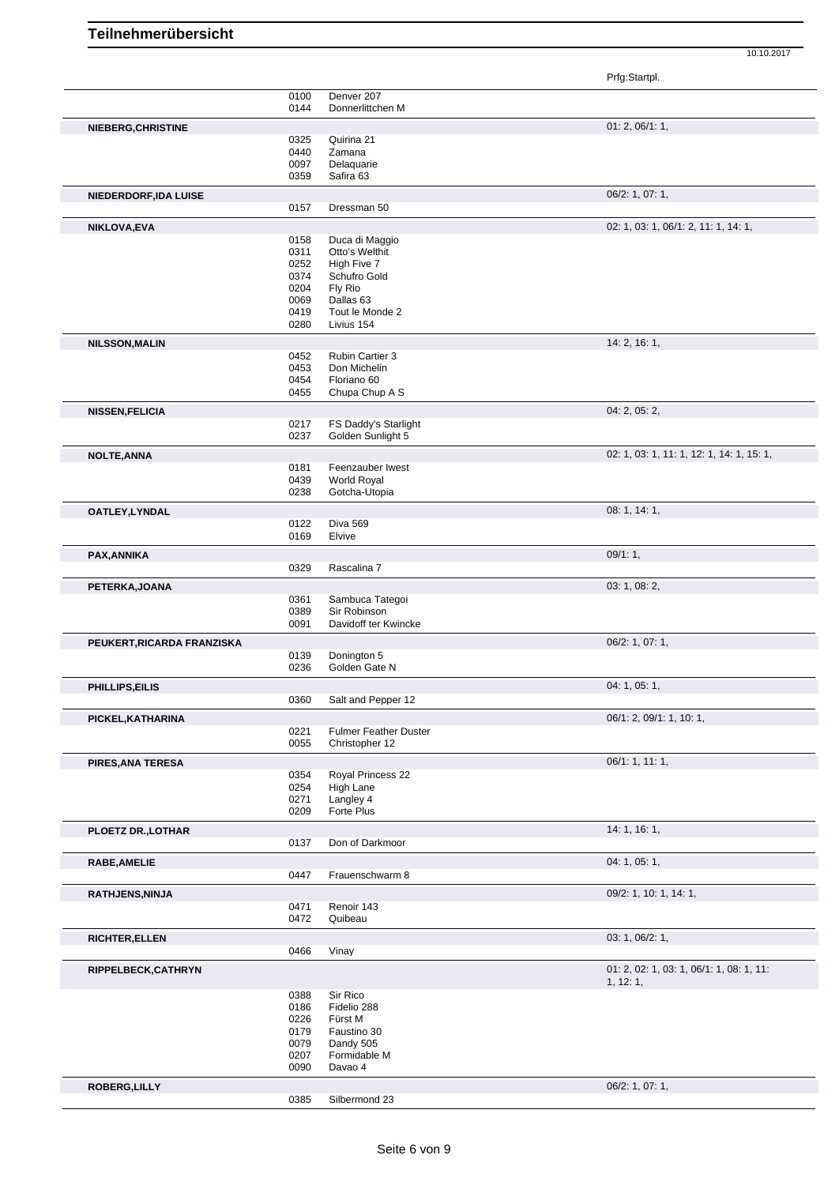# Teilnehmerübersicht

10.10.2017

| Teilnehmer | Nr. | Pferd | Prfg:Startpl. |
|---|---|---|---|
| | 0100 | Denver 207 | |
| | 0144 | Donnerlittchen M | |
| **NIEBERG,CHRISTINE** | | | 01: 2, 06/1: 1, |
| | 0325 | Quirina 21 | |
| | 0440 | Zamana | |
| | 0097 | Delaquarie | |
| | 0359 | Safira 63 | |
| **NIEDERDORF,IDA LUISE** | | | 06/2: 1, 07: 1, |
| | 0157 | Dressman 50 | |
| **NIKLOVA,EVA** | | | 02: 1, 03: 1, 06/1: 2, 11: 1, 14: 1, |
| | 0158 | Duca di Maggio | |
| | 0311 | Otto's Welthit | |
| | 0252 | High Five 7 | |
| | 0374 | Schufro Gold | |
| | 0204 | Fly Rio | |
| | 0069 | Dallas 63 | |
| | 0419 | Tout le Monde 2 | |
| | 0280 | Livius 154 | |
| **NILSSON,MALIN** | | | 14: 2, 16: 1, |
| | 0452 | Rubin Cartier 3 | |
| | 0453 | Don Michelin | |
| | 0454 | Floriano 60 | |
| | 0455 | Chupa Chup A S | |
| **NISSEN,FELICIA** | | | 04: 2, 05: 2, |
| | 0217 | FS Daddy's Starlight | |
| | 0237 | Golden Sunlight 5 | |
| **NOLTE,ANNA** | | | 02: 1, 03: 1, 11: 1, 12: 1, 14: 1, 15: 1, |
| | 0181 | Feenzauber Iwest | |
| | 0439 | World Royal | |
| | 0238 | Gotcha-Utopia | |
| **OATLEY,LYNDAL** | | | 08: 1, 14: 1, |
| | 0122 | Diva 569 | |
| | 0169 | Elvive | |
| **PAX,ANNIKA** | | | 09/1: 1, |
| | 0329 | Rascalina 7 | |
| **PETERKA,JOANA** | | | 03: 1, 08: 2, |
| | 0361 | Sambuca Tategoi | |
| | 0389 | Sir Robinson | |
| | 0091 | Davidoff ter Kwincke | |
| **PEUKERT,RICARDA FRANZISKA** | | | 06/2: 1, 07: 1, |
| | 0139 | Donington 5 | |
| | 0236 | Golden Gate N | |
| **PHILLIPS,EILIS** | | | 04: 1, 05: 1, |
| | 0360 | Salt and Pepper 12 | |
| **PICKEL,KATHARINA** | | | 06/1: 2, 09/1: 1, 10: 1, |
| | 0221 | Fulmer Feather Duster | |
| | 0055 | Christopher 12 | |
| **PIRES,ANA TERESA** | | | 06/1: 1, 11: 1, |
| | 0354 | Royal Princess 22 | |
| | 0254 | High Lane | |
| | 0271 | Langley 4 | |
| | 0209 | Forte Plus | |
| **PLOETZ DR.,LOTHAR** | | | 14: 1, 16: 1, |
| | 0137 | Don of Darkmoor | |
| **RABE,AMELIE** | | | 04: 1, 05: 1, |
| | 0447 | Frauenschwarm 8 | |
| **RATHJENS,NINJA** | | | 09/2: 1, 10: 1, 14: 1, |
| | 0471 | Renoir 143 | |
| | 0472 | Quibeau | |
| **RICHTER,ELLEN** | | | 03: 1, 06/2: 1, |
| | 0466 | Vinay | |
| **RIPPELBECK,CATHRYN** | | | 01: 2, 02: 1, 03: 1, 06/1: 1, 08: 1, 11: 1, 12: 1, |
| | 0388 | Sir Rico | |
| | 0186 | Fidelio 288 | |
| | 0226 | Fürst M | |
| | 0179 | Faustino 30 | |
| | 0079 | Dandy 505 | |
| | 0207 | Formidable M | |
| | 0090 | Davao 4 | |
| **ROBERG,LILLY** | | | 06/2: 1, 07: 1, |
| | 0385 | Silbermond 23 | |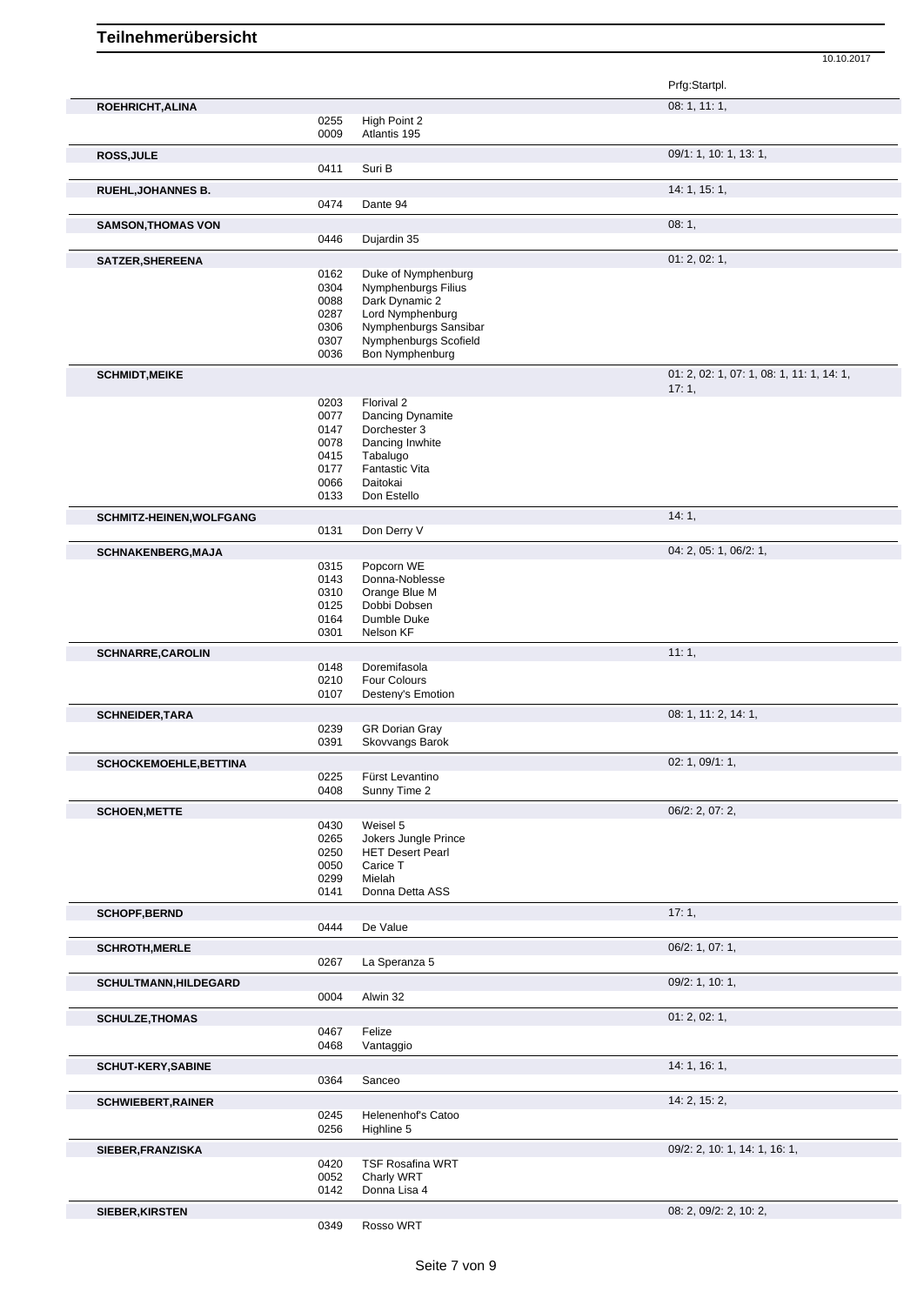# Teilnehmerübersicht

10.10.2017

| Teilnehmer | Nr. | Pferd | Prfg:Startpl. |
|---|---|---|---|
| **ROEHRICHT,ALINA** | | | 08: 1, 11: 1, |
| | 0255 | High Point 2 | |
| | 0009 | Atlantis 195 | |
| **ROSS,JULE** | | | 09/1: 1, 10: 1, 13: 1, |
| | 0411 | Suri B | |
| **RUEHL,JOHANNES B.** | | | 14: 1, 15: 1, |
| | 0474 | Dante 94 | |
| **SAMSON,THOMAS VON** | | | 08: 1, |
| | 0446 | Dujardin 35 | |
| **SATZER,SHEREENA** | | | 01: 2, 02: 1, |
| | 0162 | Duke of Nymphenburg | |
| | 0304 | Nymphenburgs Filius | |
| | 0088 | Dark Dynamic 2 | |
| | 0287 | Lord Nymphenburg | |
| | 0306 | Nymphenburgs Sansibar | |
| | 0307 | Nymphenburgs Scofield | |
| | 0036 | Bon Nymphenburg | |
| **SCHMIDT,MEIKE** | | | 01: 2, 02: 1, 07: 1, 08: 1, 11: 1, 14: 1, 17: 1, |
| | 0203 | Florival 2 | |
| | 0077 | Dancing Dynamite | |
| | 0147 | Dorchester 3 | |
| | 0078 | Dancing Inwhite | |
| | 0415 | Tabalugo | |
| | 0177 | Fantastic Vita | |
| | 0066 | Daitokai | |
| | 0133 | Don Estello | |
| **SCHMITZ-HEINEN,WOLFGANG** | | | 14: 1, |
| | 0131 | Don Derry V | |
| **SCHNAKENBERG,MAJA** | | | 04: 2, 05: 1, 06/2: 1, |
| | 0315 | Popcorn WE | |
| | 0143 | Donna-Noblesse | |
| | 0310 | Orange Blue M | |
| | 0125 | Dobbi Dobsen | |
| | 0164 | Dumble Duke | |
| | 0301 | Nelson KF | |
| **SCHNARRE,CAROLIN** | | | 11: 1, |
| | 0148 | Doremifasola | |
| | 0210 | Four Colours | |
| | 0107 | Desteny's Emotion | |
| **SCHNEIDER,TARA** | | | 08: 1, 11: 2, 14: 1, |
| | 0239 | GR Dorian Gray | |
| | 0391 | Skovvangs Barok | |
| **SCHOCKEMOEHLE,BETTINA** | | | 02: 1, 09/1: 1, |
| | 0225 | Fürst Levantino | |
| | 0408 | Sunny Time 2 | |
| **SCHOEN,METTE** | | | 06/2: 2, 07: 2, |
| | 0430 | Weisel 5 | |
| | 0265 | Jokers Jungle Prince | |
| | 0250 | HET Desert Pearl | |
| | 0050 | Carice T | |
| | 0299 | Mielah | |
| | 0141 | Donna Detta ASS | |
| **SCHOPF,BERND** | | | 17: 1, |
| | 0444 | De Value | |
| **SCHROTH,MERLE** | | | 06/2: 1, 07: 1, |
| | 0267 | La Speranza 5 | |
| **SCHULTMANN,HILDEGARD** | | | 09/2: 1, 10: 1, |
| | 0004 | Alwin 32 | |
| **SCHULZE,THOMAS** | | | 01: 2, 02: 1, |
| | 0467 | Felize | |
| | 0468 | Vantaggio | |
| **SCHUT-KERY,SABINE** | | | 14: 1, 16: 1, |
| | 0364 | Sanceo | |
| **SCHWIEBERT,RAINER** | | | 14: 2, 15: 2, |
| | 0245 | Helenenhof's Catoo | |
| | 0256 | Highline 5 | |
| **SIEBER,FRANZISKA** | | | 09/2: 2, 10: 1, 14: 1, 16: 1, |
| | 0420 | TSF Rosafina WRT | |
| | 0052 | Charly WRT | |
| | 0142 | Donna Lisa 4 | |
| **SIEBER,KIRSTEN** | | | 08: 2, 09/2: 2, 10: 2, |
| | 0349 | Rosso WRT | |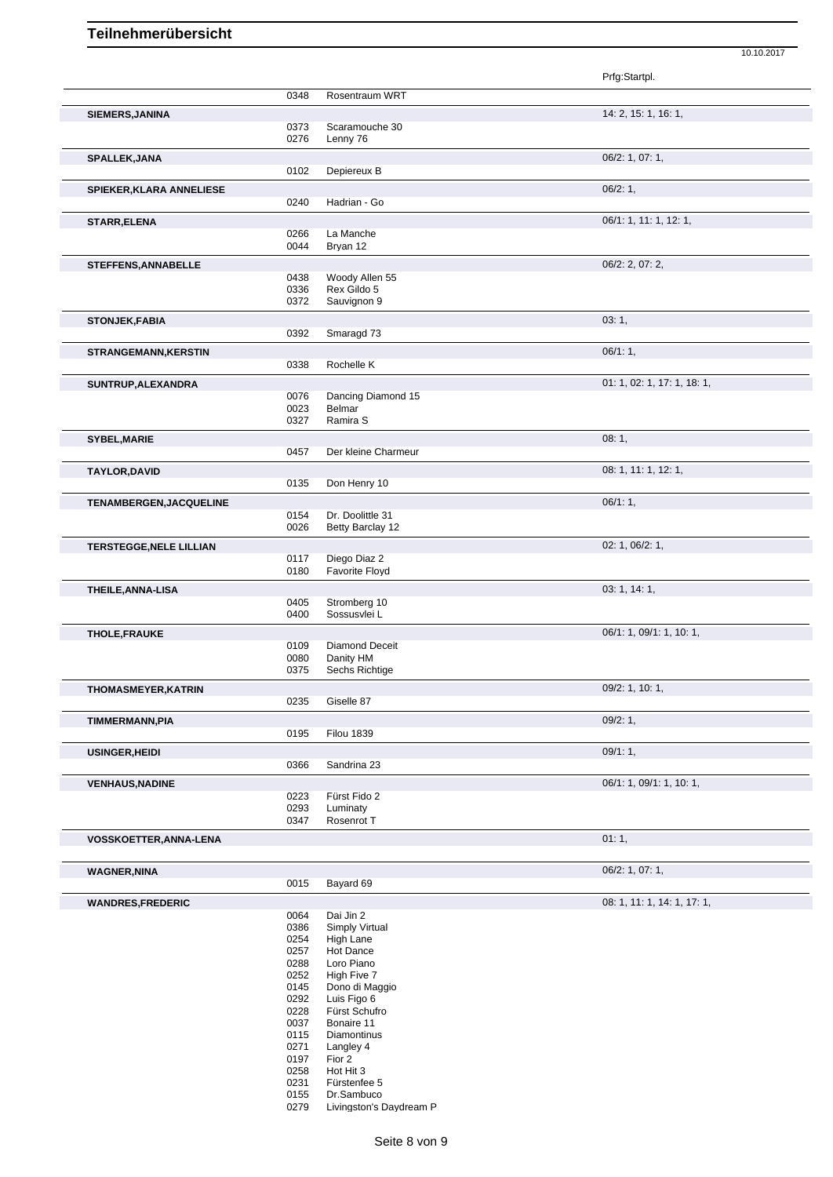# Teilnehmerübersicht

10.10.2017

| Name | Nr. | Pferd | Prfg:Startpl. |
|---|---|---|---|
| | 0348 | Rosentraum WRT | |
| **SIEMERS,JANINA** | | | 14: 2, 15: 1, 16: 1, |
| | 0373 | Scaramouche 30 | |
| | 0276 | Lenny 76 | |
| **SPALLEK,JANA** | | | 06/2: 1, 07: 1, |
| | 0102 | Depiereux B | |
| **SPIEKER,KLARA ANNELIESE** | | | 06/2: 1, |
| | 0240 | Hadrian - Go | |
| **STARR,ELENA** | | | 06/1: 1, 11: 1, 12: 1, |
| | 0266 | La Manche | |
| | 0044 | Bryan 12 | |
| **STEFFENS,ANNABELLE** | | | 06/2: 2, 07: 2, |
| | 0438 | Woody Allen 55 | |
| | 0336 | Rex Gildo 5 | |
| | 0372 | Sauvignon 9 | |
| **STONJEK,FABIA** | | | 03: 1, |
| | 0392 | Smaragd 73 | |
| **STRANGEMANN,KERSTIN** | | | 06/1: 1, |
| | 0338 | Rochelle K | |
| **SUNTRUP,ALEXANDRA** | | | 01: 1, 02: 1, 17: 1, 18: 1, |
| | 0076 | Dancing Diamond 15 | |
| | 0023 | Belmar | |
| | 0327 | Ramira S | |
| **SYBEL,MARIE** | | | 08: 1, |
| | 0457 | Der kleine Charmeur | |
| **TAYLOR,DAVID** | | | 08: 1, 11: 1, 12: 1, |
| | 0135 | Don Henry 10 | |
| **TENAMBERGEN,JACQUELINE** | | | 06/1: 1, |
| | 0154 | Dr. Doolittle 31 | |
| | 0026 | Betty Barclay 12 | |
| **TERSTEGGE,NELE LILLIAN** | | | 02: 1, 06/2: 1, |
| | 0117 | Diego Diaz 2 | |
| | 0180 | Favorite Floyd | |
| **THEILE,ANNA-LISA** | | | 03: 1, 14: 1, |
| | 0405 | Stromberg 10 | |
| | 0400 | Sossusvlei L | |
| **THOLE,FRAUKE** | | | 06/1: 1, 09/1: 1, 10: 1, |
| | 0109 | Diamond Deceit | |
| | 0080 | Danity HM | |
| | 0375 | Sechs Richtige | |
| **THOMASMEYER,KATRIN** | | | 09/2: 1, 10: 1, |
| | 0235 | Giselle 87 | |
| **TIMMERMANN,PIA** | | | 09/2: 1, |
| | 0195 | Filou 1839 | |
| **USINGER,HEIDI** | | | 09/1: 1, |
| | 0366 | Sandrina 23 | |
| **VENHAUS,NADINE** | | | 06/1: 1, 09/1: 1, 10: 1, |
| | 0223 | Fürst Fido 2 | |
| | 0293 | Luminaty | |
| | 0347 | Rosenrot T | |
| **VOSSKOETTER,ANNA-LENA** | | | 01: 1, |
| **WAGNER,NINA** | | | 06/2: 1, 07: 1, |
| | 0015 | Bayard 69 | |
| **WANDRES,FREDERIC** | | | 08: 1, 11: 1, 14: 1, 17: 1, |
| | 0064 | Dai Jin 2 | |
| | 0386 | Simply Virtual | |
| | 0254 | High Lane | |
| | 0257 | Hot Dance | |
| | 0288 | Loro Piano | |
| | 0252 | High Five 7 | |
| | 0145 | Dono di Maggio | |
| | 0292 | Luis Figo 6 | |
| | 0228 | Fürst Schufro | |
| | 0037 | Bonaire 11 | |
| | 0115 | Diamontinus | |
| | 0271 | Langley 4 | |
| | 0197 | Fior 2 | |
| | 0258 | Hot Hit 3 | |
| | 0231 | Fürstenfee 5 | |
| | 0155 | Dr.Sambuco | |
| | 0279 | Livingston's Daydream P | |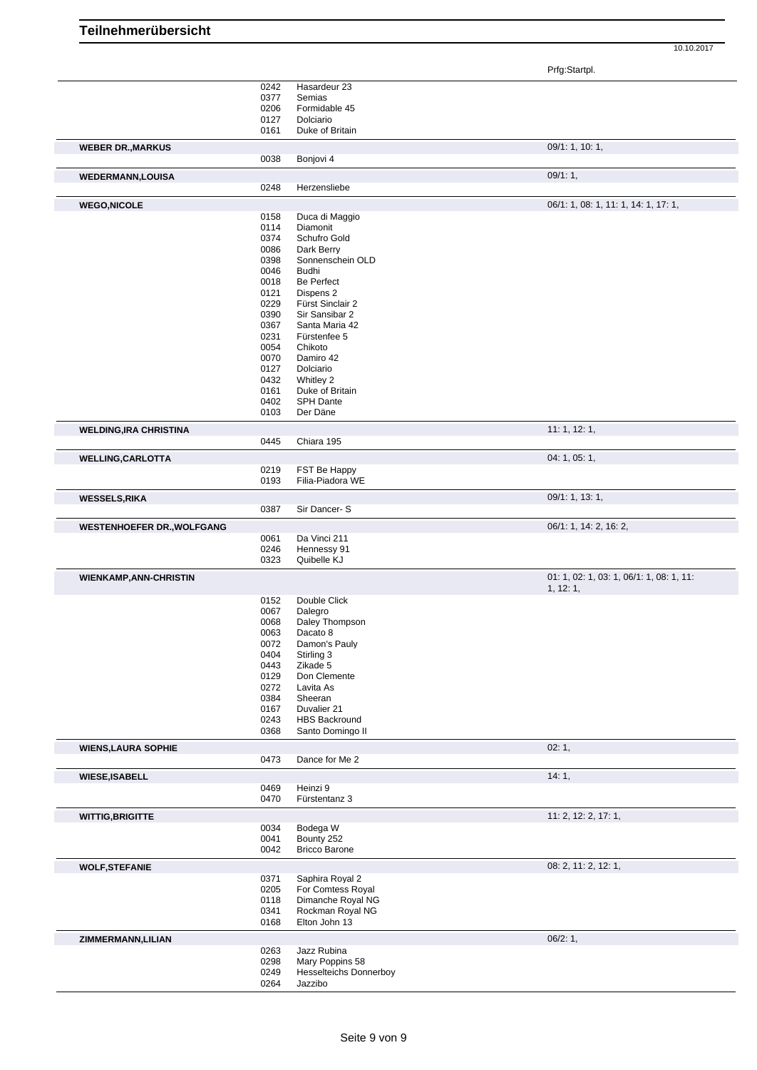# Teilnehmerübersicht

10.10.2017

| | | | Prfg:Startpl. |
|---|---|---|---|
| | 0242 | Hasardeur 23 | |
| | 0377 | Semias | |
| | 0206 | Formidable 45 | |
| | 0127 | Dolciario | |
| | 0161 | Duke of Britain | |
| **WEBER DR.,MARKUS** | | | 09/1: 1, 10: 1, |
| | 0038 | Bonjovi 4 | |
| **WEDERMANN,LOUISA** | | | 09/1: 1, |
| | 0248 | Herzensliebe | |
| **WEGO,NICOLE** | | | 06/1: 1, 08: 1, 11: 1, 14: 1, 17: 1, |
| | 0158 | Duca di Maggio | |
| | 0114 | Diamonit | |
| | 0374 | Schufro Gold | |
| | 0086 | Dark Berry | |
| | 0398 | Sonnenschein OLD | |
| | 0046 | Budhi | |
| | 0018 | Be Perfect | |
| | 0121 | Dispens 2 | |
| | 0229 | Fürst Sinclair 2 | |
| | 0390 | Sir Sansibar 2 | |
| | 0367 | Santa Maria 42 | |
| | 0231 | Fürstenfee 5 | |
| | 0054 | Chikoto | |
| | 0070 | Damiro 42 | |
| | 0127 | Dolciario | |
| | 0432 | Whitley 2 | |
| | 0161 | Duke of Britain | |
| | 0402 | SPH Dante | |
| | 0103 | Der Däne | |
| **WELDING,IRA CHRISTINA** | | | 11: 1, 12: 1, |
| | 0445 | Chiara 195 | |
| **WELLING,CARLOTTA** | | | 04: 1, 05: 1, |
| | 0219 | FST Be Happy | |
| | 0193 | Filia-Piadora WE | |
| **WESSELS,RIKA** | | | 09/1: 1, 13: 1, |
| | 0387 | Sir Dancer- S | |
| **WESTENHOEFER DR.,WOLFGANG** | | | 06/1: 1, 14: 2, 16: 2, |
| | 0061 | Da Vinci 211 | |
| | 0246 | Hennessy 91 | |
| | 0323 | Quibelle KJ | |
| **WIENKAMP,ANN-CHRISTIN** | | | 01: 1, 02: 1, 03: 1, 06/1: 1, 08: 1, 11: 1, 12: 1, |
| | 0152 | Double Click | |
| | 0067 | Dalegro | |
| | 0068 | Daley Thompson | |
| | 0063 | Dacato 8 | |
| | 0072 | Damon's Pauly | |
| | 0404 | Stirling 3 | |
| | 0443 | Zikade 5 | |
| | 0129 | Don Clemente | |
| | 0272 | Lavita As | |
| | 0384 | Sheeran | |
| | 0167 | Duvalier 21 | |
| | 0243 | HBS Backround | |
| | 0368 | Santo Domingo II | |
| **WIENS,LAURA SOPHIE** | | | 02: 1, |
| | 0473 | Dance for Me 2 | |
| **WIESE,ISABELL** | | | 14: 1, |
| | 0469 | Heinzi 9 | |
| | 0470 | Fürstentanz 3 | |
| **WITTIG,BRIGITTE** | | | 11: 2, 12: 2, 17: 1, |
| | 0034 | Bodega W | |
| | 0041 | Bounty 252 | |
| | 0042 | Bricco Barone | |
| **WOLF,STEFANIE** | | | 08: 2, 11: 2, 12: 1, |
| | 0371 | Saphira Royal 2 | |
| | 0205 | For Comtess Royal | |
| | 0118 | Dimanche Royal NG | |
| | 0341 | Rockman Royal NG | |
| | 0168 | Elton John 13 | |
| **ZIMMERMANN,LILIAN** | | | 06/2: 1, |
| | 0263 | Jazz Rubina | |
| | 0298 | Mary Poppins 58 | |
| | 0249 | Hesselteichs Donnerboy | |
| | 0264 | Jazzibo | |